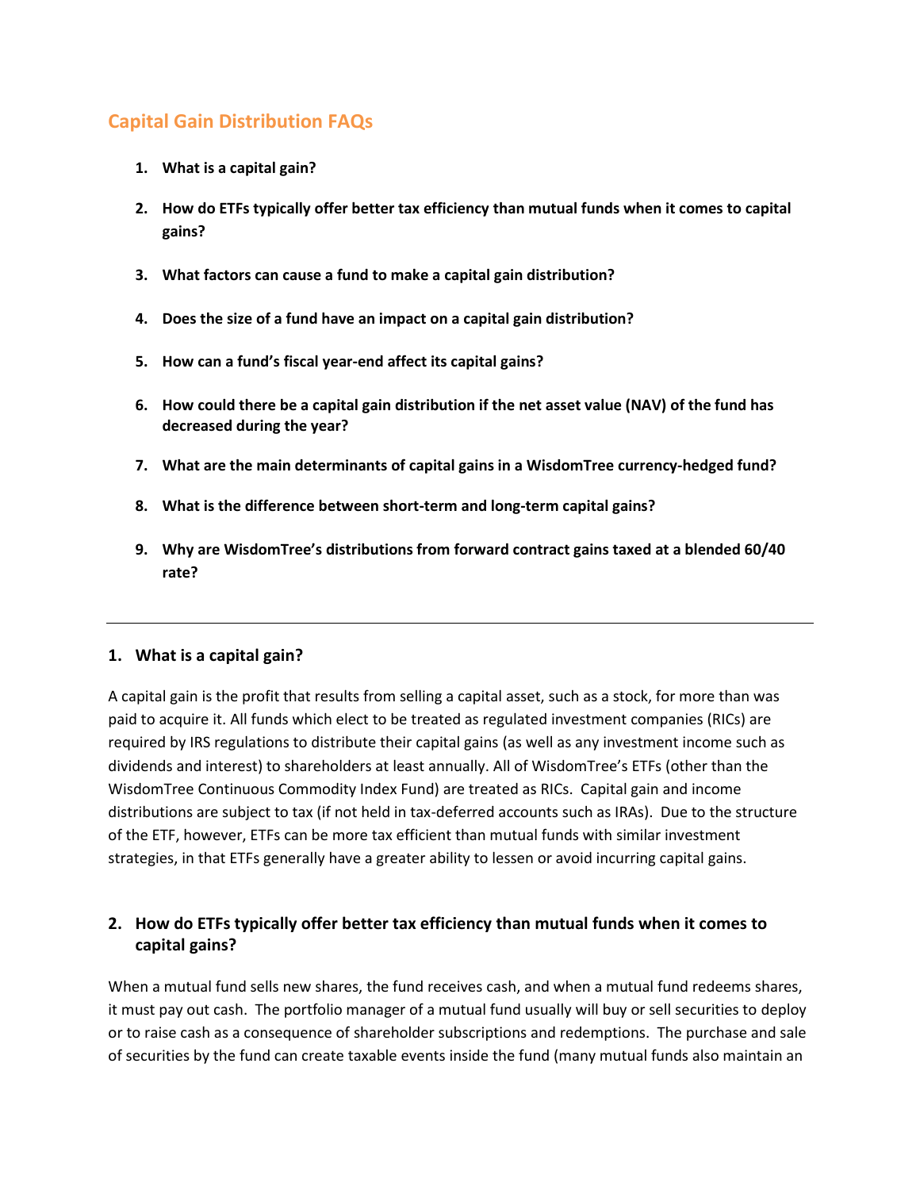# Capital Gain Distribution FAQs

1. **What is a capital gain?**
2. **How do ETFs typically offer better tax efficiency than mutual funds when it comes to capital gains?**
3. **What factors can cause a fund to make a capital gain distribution?**
4. **Does the size of a fund have an impact on a capital gain distribution?**
5. **How can a fund's fiscal year-end affect its capital gains?**
6. **How could there be a capital gain distribution if the net asset value (NAV) of the fund has decreased during the year?**
7. **What are the main determinants of capital gains in a WisdomTree currency-hedged fund?**
8. **What is the difference between short-term and long-term capital gains?**
9. **Why are WisdomTree's distributions from forward contract gains taxed at a blended 60/40 rate?**

---

## 1. What is a capital gain?

A capital gain is the profit that results from selling a capital asset, such as a stock, for more than was paid to acquire it. All funds which elect to be treated as regulated investment companies (RICs) are required by IRS regulations to distribute their capital gains (as well as any investment income such as dividends and interest) to shareholders at least annually. All of WisdomTree's ETFs (other than the WisdomTree Continuous Commodity Index Fund) are treated as RICs. Capital gain and income distributions are subject to tax (if not held in tax-deferred accounts such as IRAs). Due to the structure of the ETF, however, ETFs can be more tax efficient than mutual funds with similar investment strategies, in that ETFs generally have a greater ability to lessen or avoid incurring capital gains.

## 2. How do ETFs typically offer better tax efficiency than mutual funds when it comes to capital gains?

When a mutual fund sells new shares, the fund receives cash, and when a mutual fund redeems shares, it must pay out cash. The portfolio manager of a mutual fund usually will buy or sell securities to deploy or to raise cash as a consequence of shareholder subscriptions and redemptions. The purchase and sale of securities by the fund can create taxable events inside the fund (many mutual funds also maintain an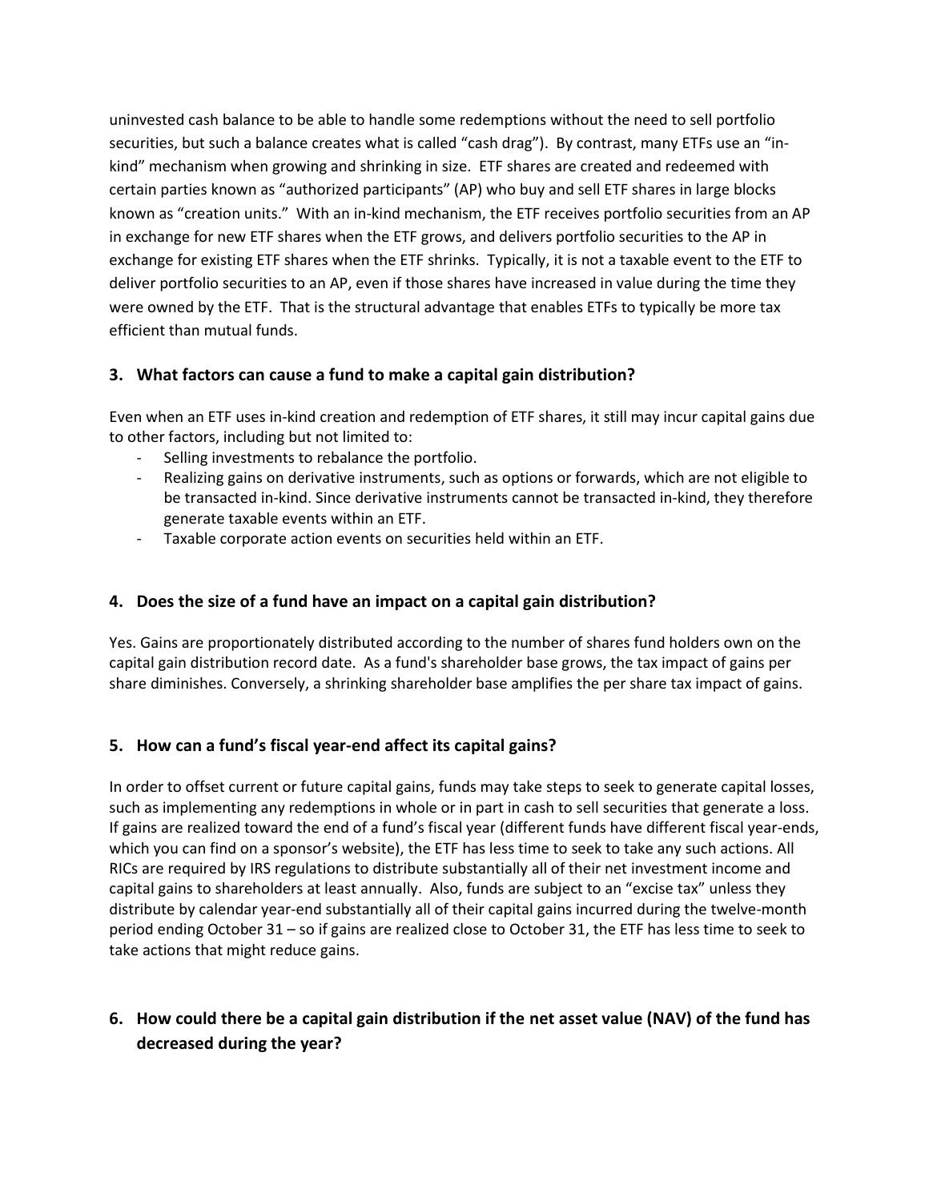uninvested cash balance to be able to handle some redemptions without the need to sell portfolio securities, but such a balance creates what is called "cash drag"). By contrast, many ETFs use an "in-kind" mechanism when growing and shrinking in size. ETF shares are created and redeemed with certain parties known as "authorized participants" (AP) who buy and sell ETF shares in large blocks known as "creation units." With an in-kind mechanism, the ETF receives portfolio securities from an AP in exchange for new ETF shares when the ETF grows, and delivers portfolio securities to the AP in exchange for existing ETF shares when the ETF shrinks. Typically, it is not a taxable event to the ETF to deliver portfolio securities to an AP, even if those shares have increased in value during the time they were owned by the ETF. That is the structural advantage that enables ETFs to typically be more tax efficient than mutual funds.

### 3. What factors can cause a fund to make a capital gain distribution?

Even when an ETF uses in-kind creation and redemption of ETF shares, it still may incur capital gains due to other factors, including but not limited to:

- Selling investments to rebalance the portfolio.
- Realizing gains on derivative instruments, such as options or forwards, which are not eligible to be transacted in-kind. Since derivative instruments cannot be transacted in-kind, they therefore generate taxable events within an ETF.
- Taxable corporate action events on securities held within an ETF.

### 4. Does the size of a fund have an impact on a capital gain distribution?

Yes. Gains are proportionately distributed according to the number of shares fund holders own on the capital gain distribution record date. As a fund's shareholder base grows, the tax impact of gains per share diminishes. Conversely, a shrinking shareholder base amplifies the per share tax impact of gains.

### 5. How can a fund's fiscal year-end affect its capital gains?

In order to offset current or future capital gains, funds may take steps to seek to generate capital losses, such as implementing any redemptions in whole or in part in cash to sell securities that generate a loss. If gains are realized toward the end of a fund's fiscal year (different funds have different fiscal year-ends, which you can find on a sponsor's website), the ETF has less time to seek to take any such actions. All RICs are required by IRS regulations to distribute substantially all of their net investment income and capital gains to shareholders at least annually. Also, funds are subject to an "excise tax" unless they distribute by calendar year-end substantially all of their capital gains incurred during the twelve-month period ending October 31 – so if gains are realized close to October 31, the ETF has less time to seek to take actions that might reduce gains.

### 6. How could there be a capital gain distribution if the net asset value (NAV) of the fund has decreased during the year?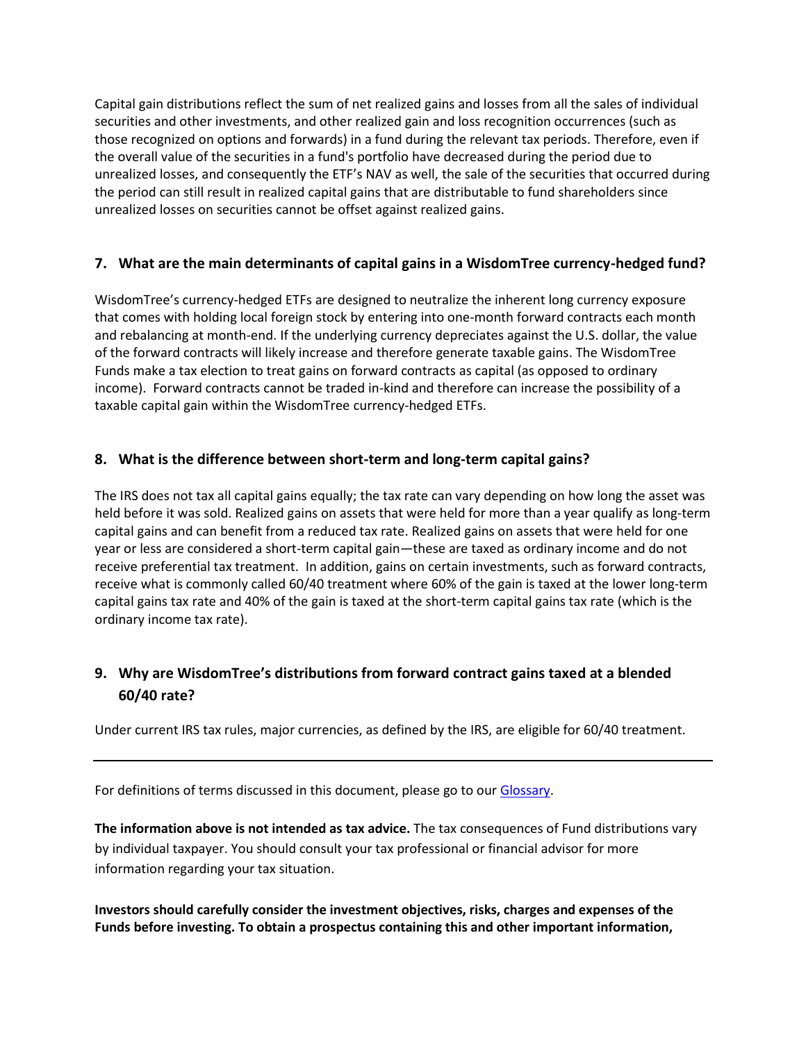Capital gain distributions reflect the sum of net realized gains and losses from all the sales of individual securities and other investments, and other realized gain and loss recognition occurrences (such as those recognized on options and forwards) in a fund during the relevant tax periods. Therefore, even if the overall value of the securities in a fund's portfolio have decreased during the period due to unrealized losses, and consequently the ETF's NAV as well, the sale of the securities that occurred during the period can still result in realized capital gains that are distributable to fund shareholders since unrealized losses on securities cannot be offset against realized gains.

### 7. What are the main determinants of capital gains in a WisdomTree currency-hedged fund?

WisdomTree's currency-hedged ETFs are designed to neutralize the inherent long currency exposure that comes with holding local foreign stock by entering into one-month forward contracts each month and rebalancing at month-end. If the underlying currency depreciates against the U.S. dollar, the value of the forward contracts will likely increase and therefore generate taxable gains. The WisdomTree Funds make a tax election to treat gains on forward contracts as capital (as opposed to ordinary income). Forward contracts cannot be traded in-kind and therefore can increase the possibility of a taxable capital gain within the WisdomTree currency-hedged ETFs.

### 8. What is the difference between short-term and long-term capital gains?

The IRS does not tax all capital gains equally; the tax rate can vary depending on how long the asset was held before it was sold. Realized gains on assets that were held for more than a year qualify as long-term capital gains and can benefit from a reduced tax rate. Realized gains on assets that were held for one year or less are considered a short-term capital gain—these are taxed as ordinary income and do not receive preferential tax treatment. In addition, gains on certain investments, such as forward contracts, receive what is commonly called 60/40 treatment where 60% of the gain is taxed at the lower long-term capital gains tax rate and 40% of the gain is taxed at the short-term capital gains tax rate (which is the ordinary income tax rate).

### 9. Why are WisdomTree's distributions from forward contract gains taxed at a blended 60/40 rate?

Under current IRS tax rules, major currencies, as defined by the IRS, are eligible for 60/40 treatment.

---

For definitions of terms discussed in this document, please go to our Glossary.

**The information above is not intended as tax advice.** The tax consequences of Fund distributions vary by individual taxpayer. You should consult your tax professional or financial advisor for more information regarding your tax situation.

**Investors should carefully consider the investment objectives, risks, charges and expenses of the Funds before investing. To obtain a prospectus containing this and other important information,**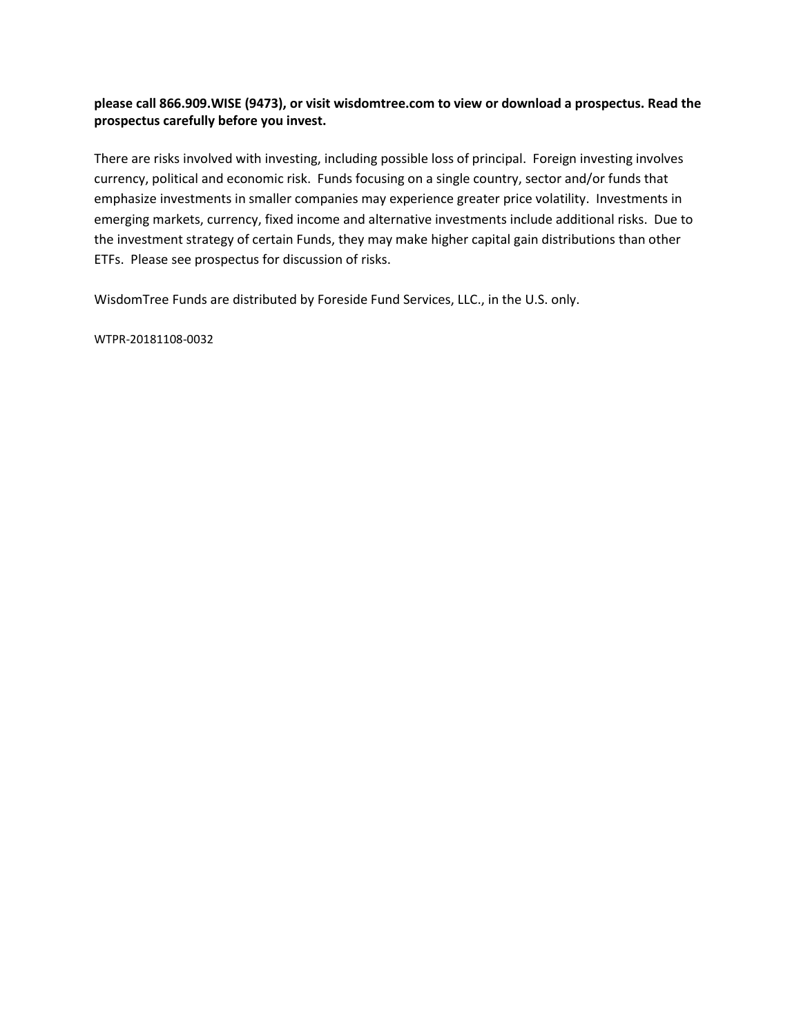**please call 866.909.WISE (9473), or visit wisdomtree.com to view or download a prospectus. Read the prospectus carefully before you invest.**

There are risks involved with investing, including possible loss of principal. Foreign investing involves currency, political and economic risk. Funds focusing on a single country, sector and/or funds that emphasize investments in smaller companies may experience greater price volatility. Investments in emerging markets, currency, fixed income and alternative investments include additional risks. Due to the investment strategy of certain Funds, they may make higher capital gain distributions than other ETFs. Please see prospectus for discussion of risks.

WisdomTree Funds are distributed by Foreside Fund Services, LLC., in the U.S. only.

WTPR-20181108-0032